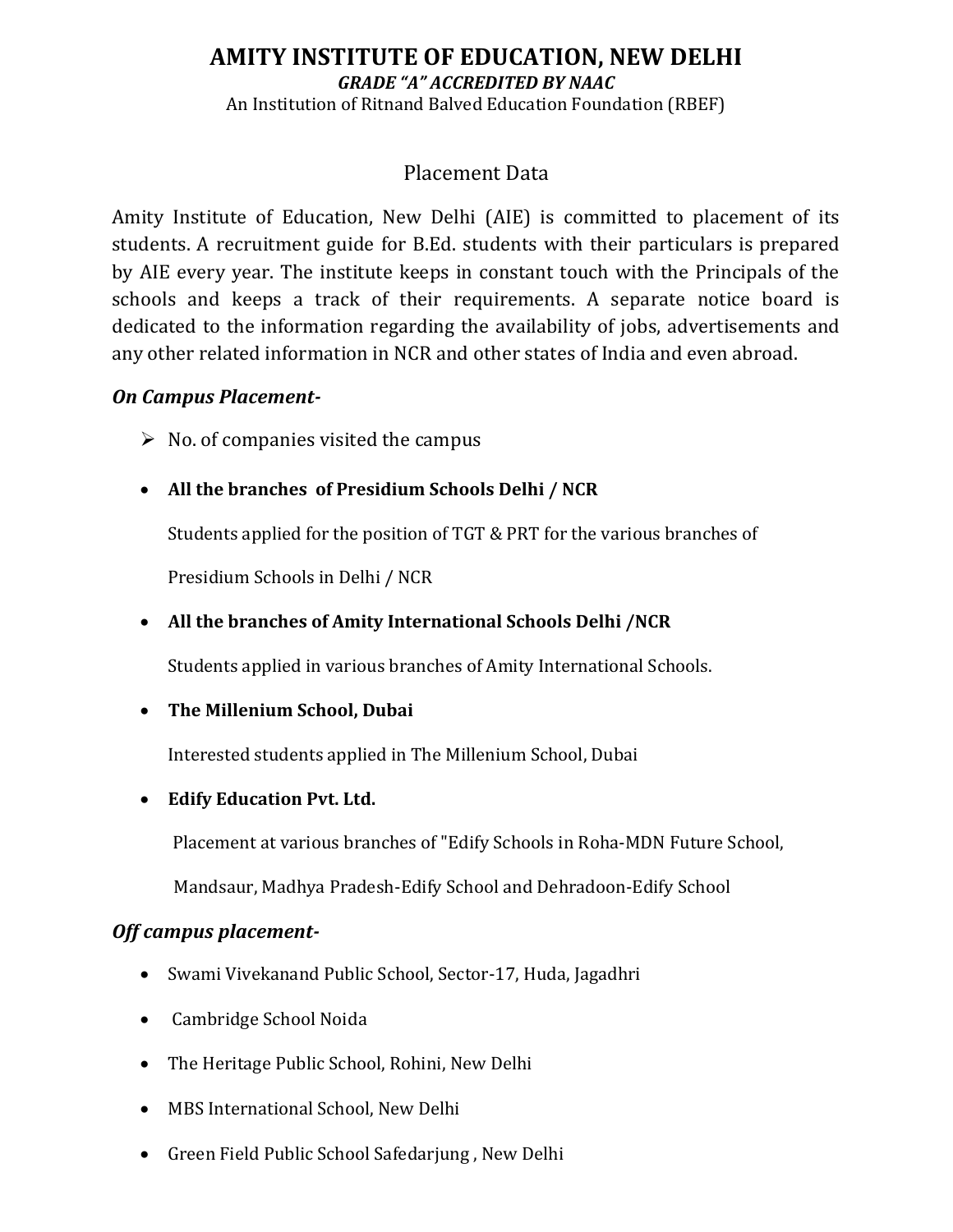# AMITY INSTITUTE OF EDUCATION, NEW DELHI

***GRADE "A" ACCREDITED BY NAAC***

An Institution of Ritnand Balved Education Foundation (RBEF)

## Placement Data

Amity Institute of Education, New Delhi (AIE) is committed to placement of its students. A recruitment guide for B.Ed. students with their particulars is prepared by AIE every year. The institute keeps in constant touch with the Principals of the schools and keeps a track of their requirements. A separate notice board is dedicated to the information regarding the availability of jobs, advertisements and any other related information in NCR and other states of India and even abroad.

***On Campus Placement-***

- No. of companies visited the campus

- **All the branches of Presidium Schools Delhi / NCR**

  Students applied for the position of TGT & PRT for the various branches of Presidium Schools in Delhi / NCR

- **All the branches of Amity International Schools Delhi /NCR**

  Students applied in various branches of Amity International Schools.

- **The Millenium School, Dubai**

  Interested students applied in The Millenium School, Dubai

- **Edify Education Pvt. Ltd.**

  Placement at various branches of "Edify Schools in Roha-MDN Future School, Mandsaur, Madhya Pradesh-Edify School and Dehradoon-Edify School

***Off campus placement-***

- Swami Vivekanand Public School, Sector-17, Huda, Jagadhri
- Cambridge School Noida
- The Heritage Public School, Rohini, New Delhi
- MBS International School, New Delhi
- Green Field Public School Safedarjung , New Delhi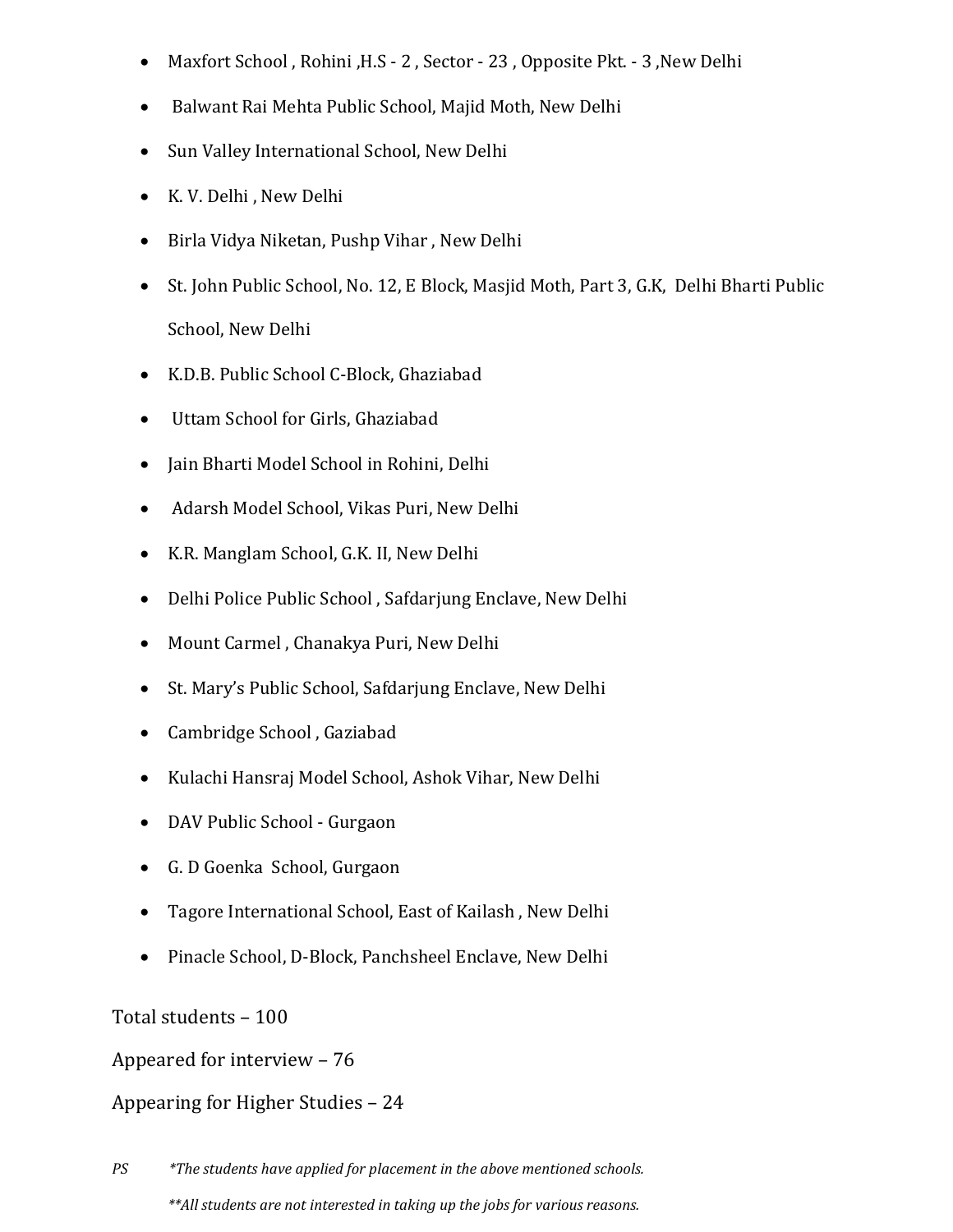- Maxfort School , Rohini ,H.S - 2 , Sector - 23 , Opposite Pkt. - 3 ,New Delhi
- Balwant Rai Mehta Public School, Majid Moth, New Delhi
- Sun Valley International School, New Delhi
- K. V. Delhi , New Delhi
- Birla Vidya Niketan, Pushp Vihar , New Delhi
- St. John Public School, No. 12, E Block, Masjid Moth, Part 3, G.K, Delhi Bharti Public School, New Delhi
- K.D.B. Public School C-Block, Ghaziabad
- Uttam School for Girls, Ghaziabad
- Jain Bharti Model School in Rohini, Delhi
- Adarsh Model School, Vikas Puri, New Delhi
- K.R. Manglam School, G.K. II, New Delhi
- Delhi Police Public School , Safdarjung Enclave, New Delhi
- Mount Carmel , Chanakya Puri, New Delhi
- St. Mary's Public School, Safdarjung Enclave, New Delhi
- Cambridge School , Gaziabad
- Kulachi Hansraj Model School, Ashok Vihar, New Delhi
- DAV Public School - Gurgaon
- G. D Goenka School, Gurgaon
- Tagore International School, East of Kailash , New Delhi
- Pinacle School, D-Block, Panchsheel Enclave, New Delhi

Total students – 100

Appeared for interview – 76

Appearing for Higher Studies – 24

*PS* *\*The students have applied for placement in the above mentioned schools.*

*\*\*All students are not interested in taking up the jobs for various reasons.*